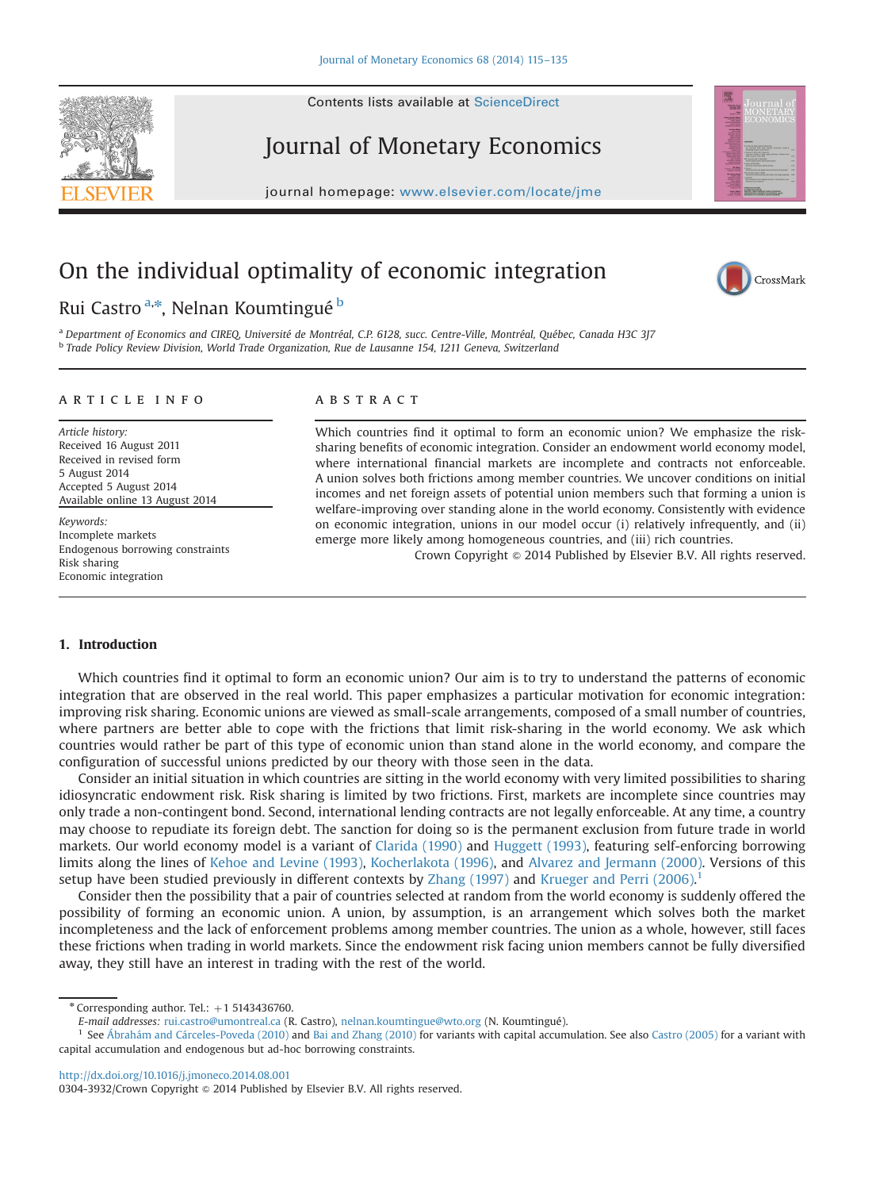# On the individual optimality of economic integration

Rui Castro [a,*], Nelnan Koumtingué [b]

[a] Department of Economics and CIREQ, Université de Montréal, C.P. 6128, succ. Centre-Ville, Montréal, Québec, Canada H3C 3J7

[b] Trade Policy Review Division, World Trade Organization, Rue de Lausanne 154, 1211 Geneva, Switzerland

## ARTICLE INFO

*Article history:*
Received 16 August 2011
Received in revised form
5 August 2014
Accepted 5 August 2014
Available online 13 August 2014

*Keywords:*
Incomplete markets
Endogenous borrowing constraints
Risk sharing
Economic integration

## ABSTRACT

Which countries find it optimal to form an economic union? We emphasize the risk-sharing benefits of economic integration. Consider an endowment world economy model, where international financial markets are incomplete and contracts not enforceable. A union solves both frictions among member countries. We uncover conditions on initial incomes and net foreign assets of potential union members such that forming a union is welfare-improving over standing alone in the world economy. Consistently with evidence on economic integration, unions in our model occur (i) relatively infrequently, and (ii) emerge more likely among homogeneous countries, and (iii) rich countries.

Crown Copyright © 2014 Published by Elsevier B.V. All rights reserved.

## 1. Introduction

Which countries find it optimal to form an economic union? Our aim is to try to understand the patterns of economic integration that are observed in the real world. This paper emphasizes a particular motivation for economic integration: improving risk sharing. Economic unions are viewed as small-scale arrangements, composed of a small number of countries, where partners are better able to cope with the frictions that limit risk-sharing in the world economy. We ask which countries would rather be part of this type of economic union than stand alone in the world economy, and compare the configuration of successful unions predicted by our theory with those seen in the data.

Consider an initial situation in which countries are sitting in the world economy with very limited possibilities to sharing idiosyncratic endowment risk. Risk sharing is limited by two frictions. First, markets are incomplete since countries may only trade a non-contingent bond. Second, international lending contracts are not legally enforceable. At any time, a country may choose to repudiate its foreign debt. The sanction for doing so is the permanent exclusion from future trade in world markets. Our world economy model is a variant of Clarida (1990) and Huggett (1993), featuring self-enforcing borrowing limits along the lines of Kehoe and Levine (1993), Kocherlakota (1996), and Alvarez and Jermann (2000). Versions of this setup have been studied previously in different contexts by Zhang (1997) and Krueger and Perri (2006).[1]

Consider then the possibility that a pair of countries selected at random from the world economy is suddenly offered the possibility of forming an economic union. A union, by assumption, is an arrangement which solves both the market incompleteness and the lack of enforcement problems among member countries. The union as a whole, however, still faces these frictions when trading in world markets. Since the endowment risk facing union members cannot be fully diversified away, they still have an interest in trading with the rest of the world.

---

* Corresponding author. Tel.: +1 5143436760.
*E-mail addresses:* rui.castro@umontreal.ca (R. Castro), nelnan.koumtingue@wto.org (N. Koumtingué).

[1] See Ábrahám and Cárceles-Poveda (2010) and Bai and Zhang (2010) for variants with capital accumulation. See also Castro (2005) for a variant with capital accumulation and endogenous but ad-hoc borrowing constraints.

http://dx.doi.org/10.1016/j.jmoneco.2014.08.001
0304-3932/Crown Copyright © 2014 Published by Elsevier B.V. All rights reserved.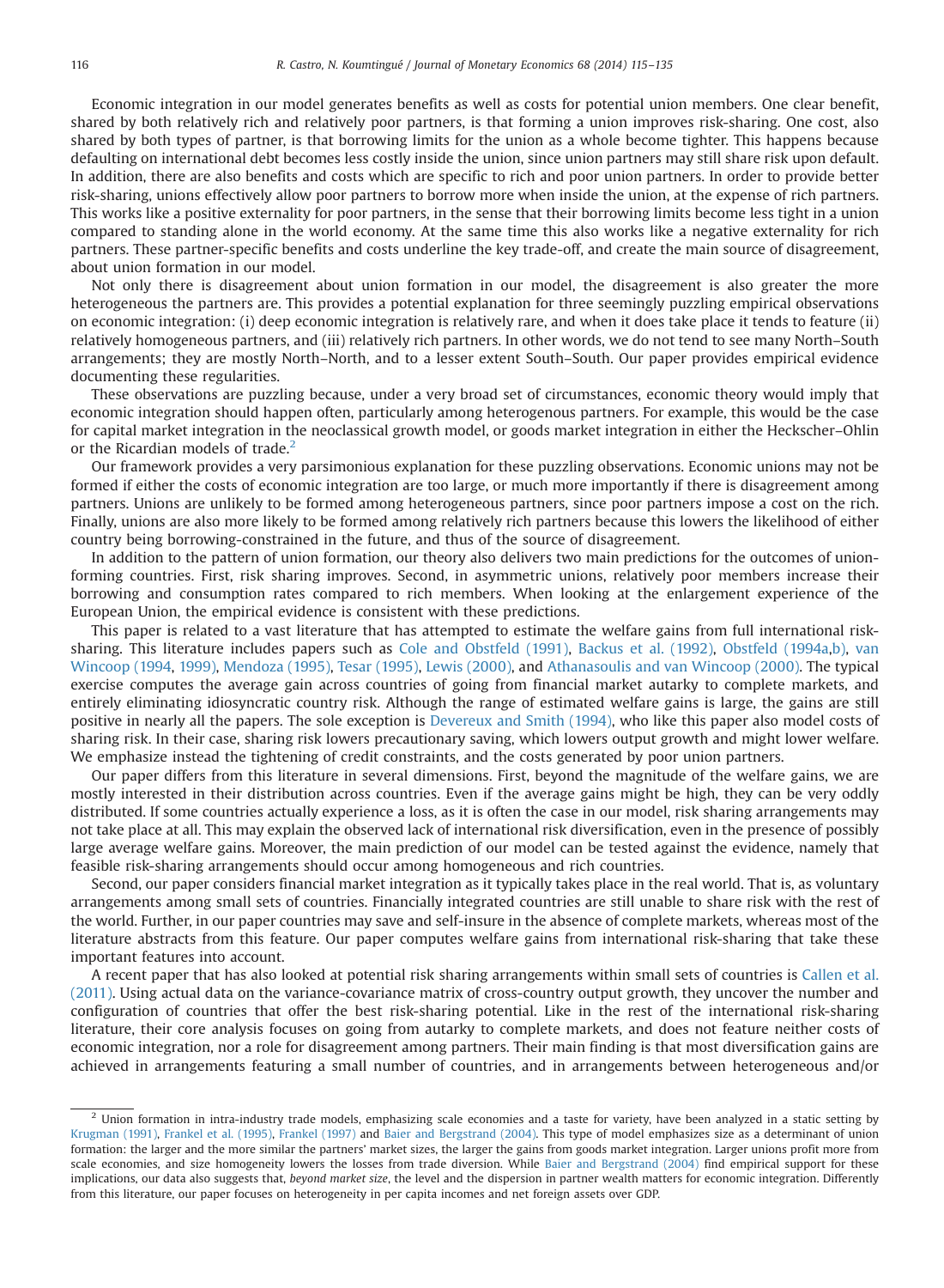Economic integration in our model generates benefits as well as costs for potential union members. One clear benefit, shared by both relatively rich and relatively poor partners, is that forming a union improves risk-sharing. One cost, also shared by both types of partner, is that borrowing limits for the union as a whole become tighter. This happens because defaulting on international debt becomes less costly inside the union, since union partners may still share risk upon default. In addition, there are also benefits and costs which are specific to rich and poor union partners. In order to provide better risk-sharing, unions effectively allow poor partners to borrow more when inside the union, at the expense of rich partners. This works like a positive externality for poor partners, in the sense that their borrowing limits become less tight in a union compared to standing alone in the world economy. At the same time this also works like a negative externality for rich partners. These partner-specific benefits and costs underline the key trade-off, and create the main source of disagreement, about union formation in our model.

Not only there is disagreement about union formation in our model, the disagreement is also greater the more heterogeneous the partners are. This provides a potential explanation for three seemingly puzzling empirical observations on economic integration: (i) deep economic integration is relatively rare, and when it does take place it tends to feature (ii) relatively homogeneous partners, and (iii) relatively rich partners. In other words, we do not tend to see many North–South arrangements; they are mostly North–North, and to a lesser extent South–South. Our paper provides empirical evidence documenting these regularities.

These observations are puzzling because, under a very broad set of circumstances, economic theory would imply that economic integration should happen often, particularly among heterogenous partners. For example, this would be the case for capital market integration in the neoclassical growth model, or goods market integration in either the Heckscher–Ohlin or the Ricardian models of trade.[2]

Our framework provides a very parsimonious explanation for these puzzling observations. Economic unions may not be formed if either the costs of economic integration are too large, or much more importantly if there is disagreement among partners. Unions are unlikely to be formed among heterogeneous partners, since poor partners impose a cost on the rich. Finally, unions are also more likely to be formed among relatively rich partners because this lowers the likelihood of either country being borrowing-constrained in the future, and thus of the source of disagreement.

In addition to the pattern of union formation, our theory also delivers two main predictions for the outcomes of union-forming countries. First, risk sharing improves. Second, in asymmetric unions, relatively poor members increase their borrowing and consumption rates compared to rich members. When looking at the enlargement experience of the European Union, the empirical evidence is consistent with these predictions.

This paper is related to a vast literature that has attempted to estimate the welfare gains from full international risk-sharing. This literature includes papers such as Cole and Obstfeld (1991), Backus et al. (1992), Obstfeld (1994a,b), van Wincoop (1994, 1999), Mendoza (1995), Tesar (1995), Lewis (2000), and Athanasoulis and van Wincoop (2000). The typical exercise computes the average gain across countries of going from financial market autarky to complete markets, and entirely eliminating idiosyncratic country risk. Although the range of estimated welfare gains is large, the gains are still positive in nearly all the papers. The sole exception is Devereux and Smith (1994), who like this paper also model costs of sharing risk. In their case, sharing risk lowers precautionary saving, which lowers output growth and might lower welfare. We emphasize instead the tightening of credit constraints, and the costs generated by poor union partners.

Our paper differs from this literature in several dimensions. First, beyond the magnitude of the welfare gains, we are mostly interested in their distribution across countries. Even if the average gains might be high, they can be very oddly distributed. If some countries actually experience a loss, as it is often the case in our model, risk sharing arrangements may not take place at all. This may explain the observed lack of international risk diversification, even in the presence of possibly large average welfare gains. Moreover, the main prediction of our model can be tested against the evidence, namely that feasible risk-sharing arrangements should occur among homogeneous and rich countries.

Second, our paper considers financial market integration as it typically takes place in the real world. That is, as voluntary arrangements among small sets of countries. Financially integrated countries are still unable to share risk with the rest of the world. Further, in our paper countries may save and self-insure in the absence of complete markets, whereas most of the literature abstracts from this feature. Our paper computes welfare gains from international risk-sharing that take these important features into account.

A recent paper that has also looked at potential risk sharing arrangements within small sets of countries is Callen et al. (2011). Using actual data on the variance-covariance matrix of cross-country output growth, they uncover the number and configuration of countries that offer the best risk-sharing potential. Like in the rest of the international risk-sharing literature, their core analysis focuses on going from autarky to complete markets, and does not feature neither costs of economic integration, nor a role for disagreement among partners. Their main finding is that most diversification gains are achieved in arrangements featuring a small number of countries, and in arrangements between heterogeneous and/or

[2] Union formation in intra-industry trade models, emphasizing scale economies and a taste for variety, have been analyzed in a static setting by Krugman (1991), Frankel et al. (1995), Frankel (1997) and Baier and Bergstrand (2004). This type of model emphasizes size as a determinant of union formation: the larger and the more similar the partners' market sizes, the larger the gains from goods market integration. Larger unions profit more from scale economies, and size homogeneity lowers the losses from trade diversion. While Baier and Bergstrand (2004) find empirical support for these implications, our data also suggests that, *beyond market size*, the level and the dispersion in partner wealth matters for economic integration. Differently from this literature, our paper focuses on heterogeneity in per capita incomes and net foreign assets over GDP.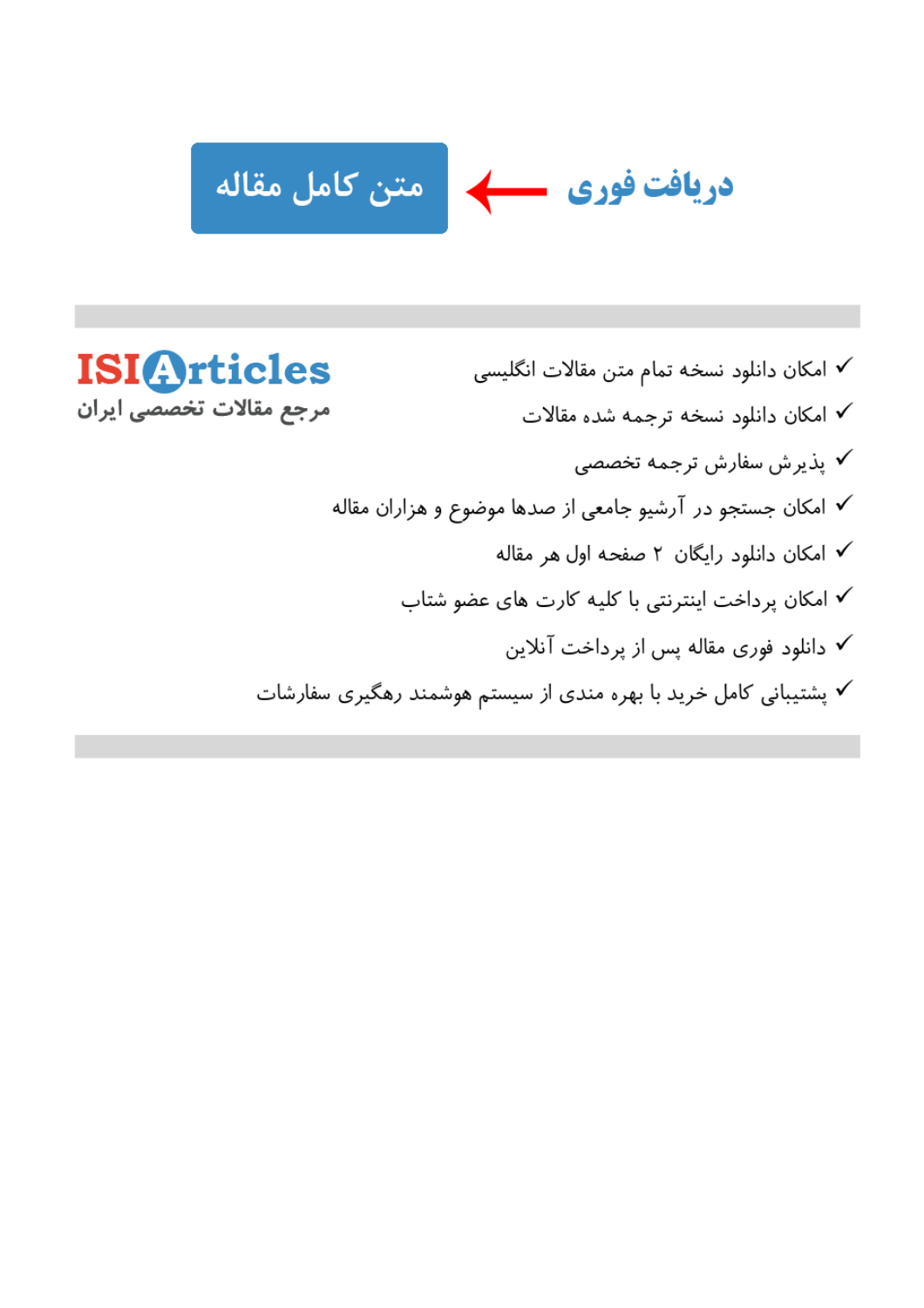دریافت فوری ← **متن کامل مقاله**

**ISIArticles**
مرجع مقالات تخصصی ایران

- ✓ امکان دانلود نسخه تمام متن مقالات انگلیسی
- ✓ امکان دانلود نسخه ترجمه شده مقالات
- ✓ پذیرش سفارش ترجمه تخصصی
- ✓ امکان جستجو در آرشیو جامعی از صدها موضوع و هزاران مقاله
- ✓ امکان دانلود رایگان ۲ صفحه اول هر مقاله
- ✓ امکان پرداخت اینترنتی با کلیه کارت های عضو شتاب
- ✓ دانلود فوری مقاله پس از پرداخت آنلاین
- ✓ پشتیبانی کامل خرید با بهره مندی از سیستم هوشمند رهگیری سفارشات